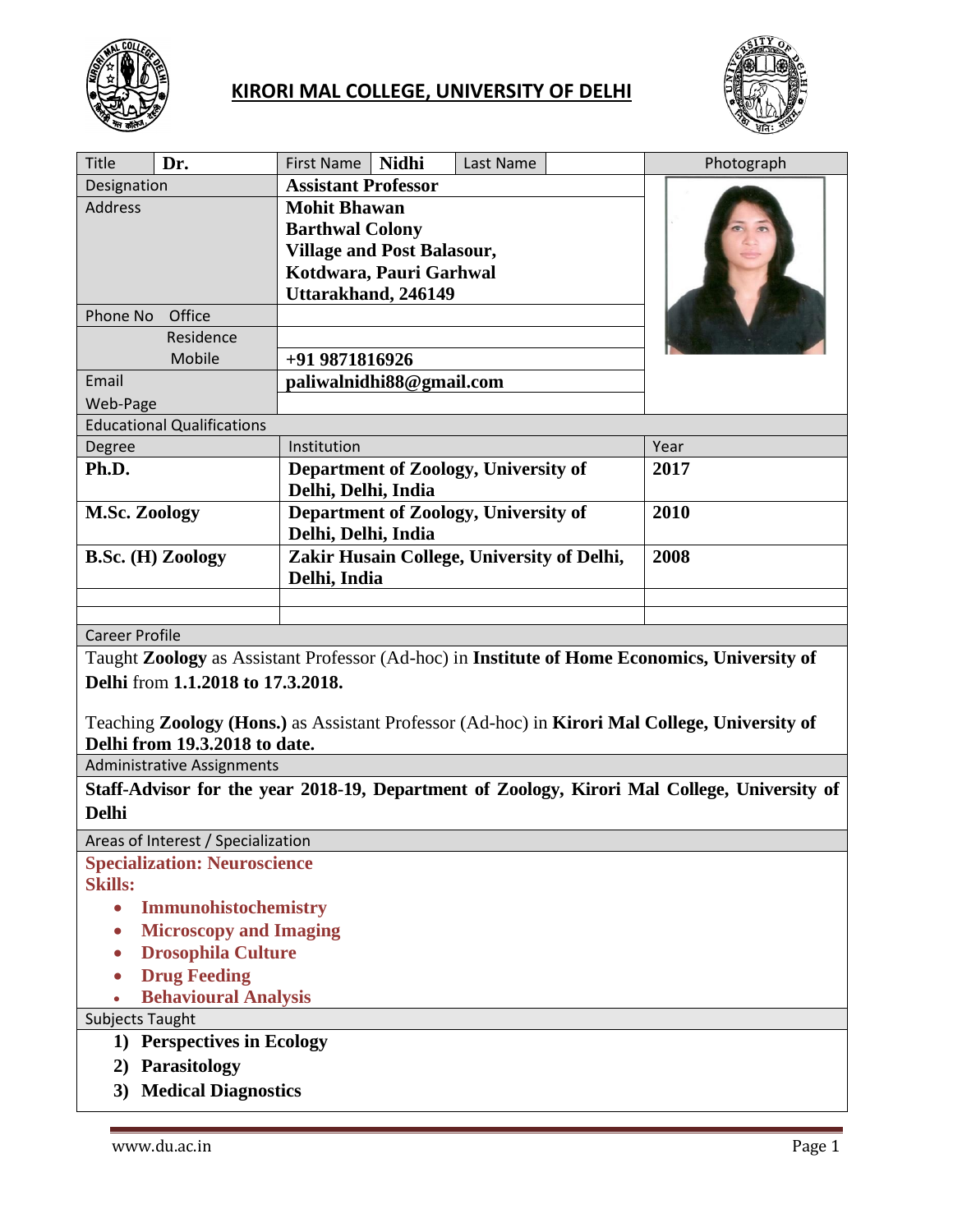# KIRORI MAL COLLEGE, UNIVERSITY OF DELHI

| Title | Dr. | First Name | Nidhi | Last Name | | Photograph |
|---|---|---|---|---|---|---|
| Designation | | **Assistant Professor** | | | | |
| Address | | **Mohit Bhawan**<br>**Barthwal Colony**<br>**Village and Post Balasour,**<br>**Kotdwara, Pauri Garhwal**<br>**Uttarakhand, 246149** | | | | |
| Phone No | Office | | | | | |
| | Residence | | | | | |
| | Mobile | **+91 9871816926** | | | | |
| Email | | **paliwalnidhi88@gmail.com** | | | | |
| Web-Page | | | | | | |

**Educational Qualifications**

| Degree | Institution | Year |
|---|---|---|
| **Ph.D.** | **Department of Zoology, University of Delhi, Delhi, India** | **2017** |
| **M.Sc. Zoology** | **Department of Zoology, University of Delhi, Delhi, India** | **2010** |
| **B.Sc. (H) Zoology** | **Zakir Husain College, University of Delhi, Delhi, India** | **2008** |
| | | |
| | | |

**Career Profile**

Taught **Zoology** as Assistant Professor (Ad-hoc) in **Institute of Home Economics, University of Delhi** from **1.1.2018 to 17.3.2018.**

Teaching **Zoology (Hons.)** as Assistant Professor (Ad-hoc) in **Kirori Mal College, University of Delhi from 19.3.2018 to date.**

**Administrative Assignments**

**Staff-Advisor for the year 2018-19, Department of Zoology, Kirori Mal College, University of Delhi**

**Areas of Interest / Specialization**

**Specialization: Neuroscience**

**Skills:**

- **Immunohistochemistry**
- **Microscopy and Imaging**
- **Drosophila Culture**
- **Drug Feeding**
- **Behavioural Analysis**

**Subjects Taught**

1) **Perspectives in Ecology**
2) **Parasitology**
3) **Medical Diagnostics**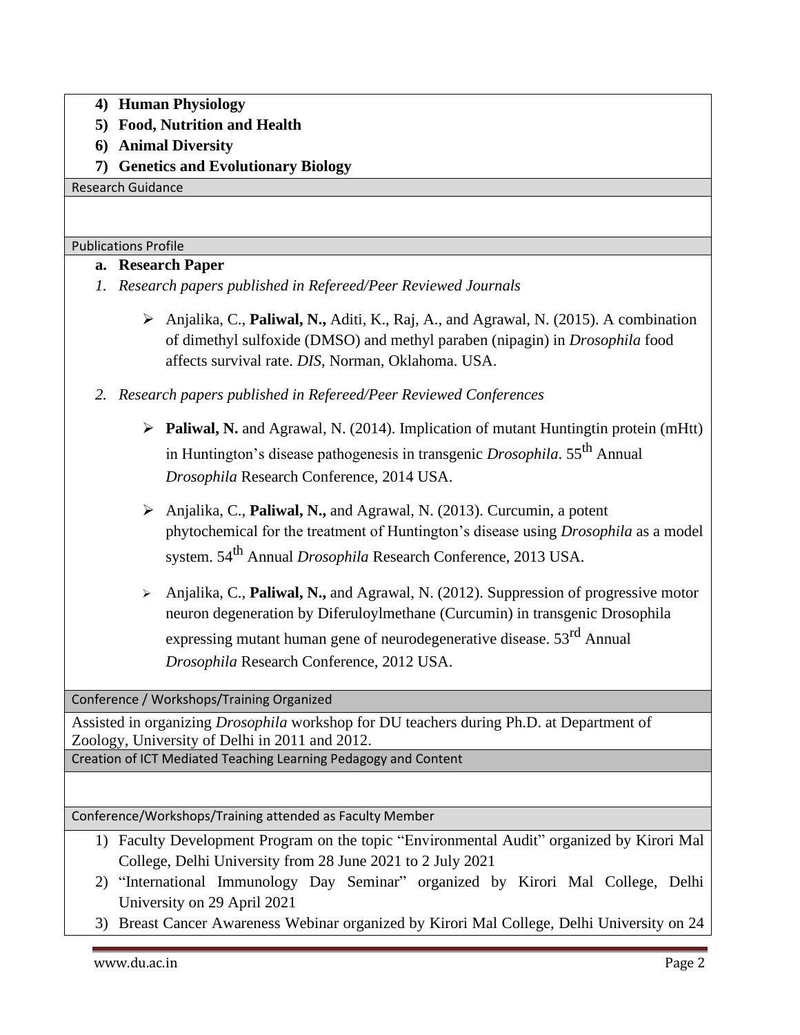4) **Human Physiology**
5) **Food, Nutrition and Health**
6) **Animal Diversity**
7) **Genetics and Evolutionary Biology**

## Research Guidance

## Publications Profile

**a. Research Paper**

*1. Research papers published in Refereed/Peer Reviewed Journals*

- Anjalika, C., **Paliwal, N.,** Aditi, K., Raj, A., and Agrawal, N. (2015). A combination of dimethyl sulfoxide (DMSO) and methyl paraben (nipagin) in *Drosophila* food affects survival rate. *DIS*, Norman, Oklahoma. USA.

*2. Research papers published in Refereed/Peer Reviewed Conferences*

- **Paliwal, N.** and Agrawal, N. (2014). Implication of mutant Huntingtin protein (mHtt) in Huntington's disease pathogenesis in transgenic *Drosophila*. 55th Annual *Drosophila* Research Conference, 2014 USA.
- Anjalika, C., **Paliwal, N.,** and Agrawal, N. (2013). Curcumin, a potent phytochemical for the treatment of Huntington's disease using *Drosophila* as a model system. 54th Annual *Drosophila* Research Conference, 2013 USA.
- Anjalika, C., **Paliwal, N.,** and Agrawal, N. (2012). Suppression of progressive motor neuron degeneration by Diferuloylmethane (Curcumin) in transgenic Drosophila expressing mutant human gene of neurodegenerative disease. 53rd Annual *Drosophila* Research Conference, 2012 USA.

## Conference / Workshops/Training Organized

Assisted in organizing *Drosophila* workshop for DU teachers during Ph.D. at Department of Zoology, University of Delhi in 2011 and 2012.

## Creation of ICT Mediated Teaching Learning Pedagogy and Content

## Conference/Workshops/Training attended as Faculty Member

1) Faculty Development Program on the topic "Environmental Audit" organized by Kirori Mal College, Delhi University from 28 June 2021 to 2 July 2021
2) "International Immunology Day Seminar" organized by Kirori Mal College, Delhi University on 29 April 2021
3) Breast Cancer Awareness Webinar organized by Kirori Mal College, Delhi University on 24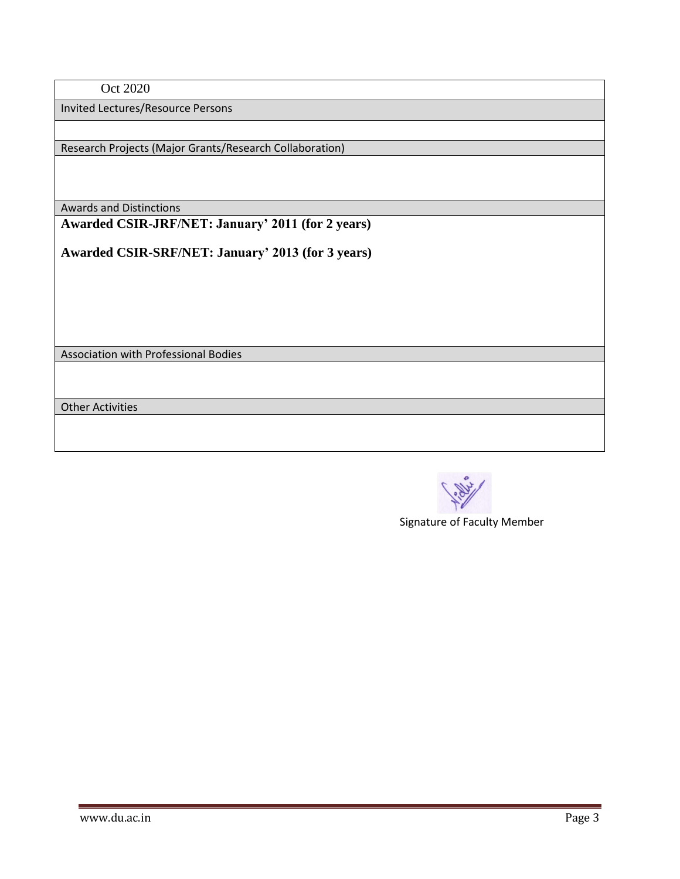Oct 2020

## Invited Lectures/Resource Persons

## Research Projects (Major Grants/Research Collaboration)

## Awards and Distinctions

**Awarded CSIR-JRF/NET: January' 2011 (for 2 years)**

**Awarded CSIR-SRF/NET: January' 2013 (for 3 years)**

## Association with Professional Bodies

## Other Activities

Signature of Faculty Member